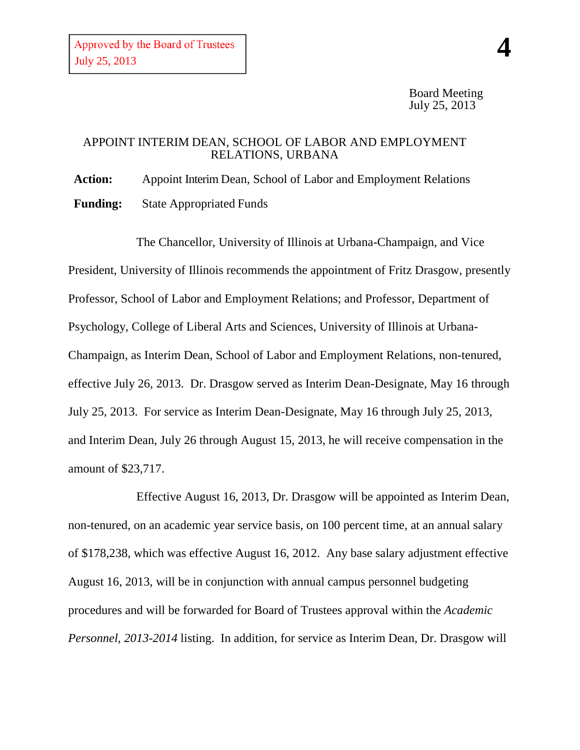Approved by the Board of Trustees
July 25, 2013

**4**

Board Meeting
July 25, 2013

## APPOINT INTERIM DEAN, SCHOOL OF LABOR AND EMPLOYMENT RELATIONS, URBANA

**Action:** Appoint Interim Dean, School of Labor and Employment Relations

**Funding:** State Appropriated Funds

The Chancellor, University of Illinois at Urbana-Champaign, and Vice President, University of Illinois recommends the appointment of Fritz Drasgow, presently Professor, School of Labor and Employment Relations; and Professor, Department of Psychology, College of Liberal Arts and Sciences, University of Illinois at Urbana-Champaign, as Interim Dean, School of Labor and Employment Relations, non-tenured, effective July 26, 2013. Dr. Drasgow served as Interim Dean-Designate, May 16 through July 25, 2013. For service as Interim Dean-Designate, May 16 through July 25, 2013, and Interim Dean, July 26 through August 15, 2013, he will receive compensation in the amount of $23,717.

Effective August 16, 2013, Dr. Drasgow will be appointed as Interim Dean, non-tenured, on an academic year service basis, on 100 percent time, at an annual salary of $178,238, which was effective August 16, 2012. Any base salary adjustment effective August 16, 2013, will be in conjunction with annual campus personnel budgeting procedures and will be forwarded for Board of Trustees approval within the *Academic Personnel, 2013-2014* listing. In addition, for service as Interim Dean, Dr. Drasgow will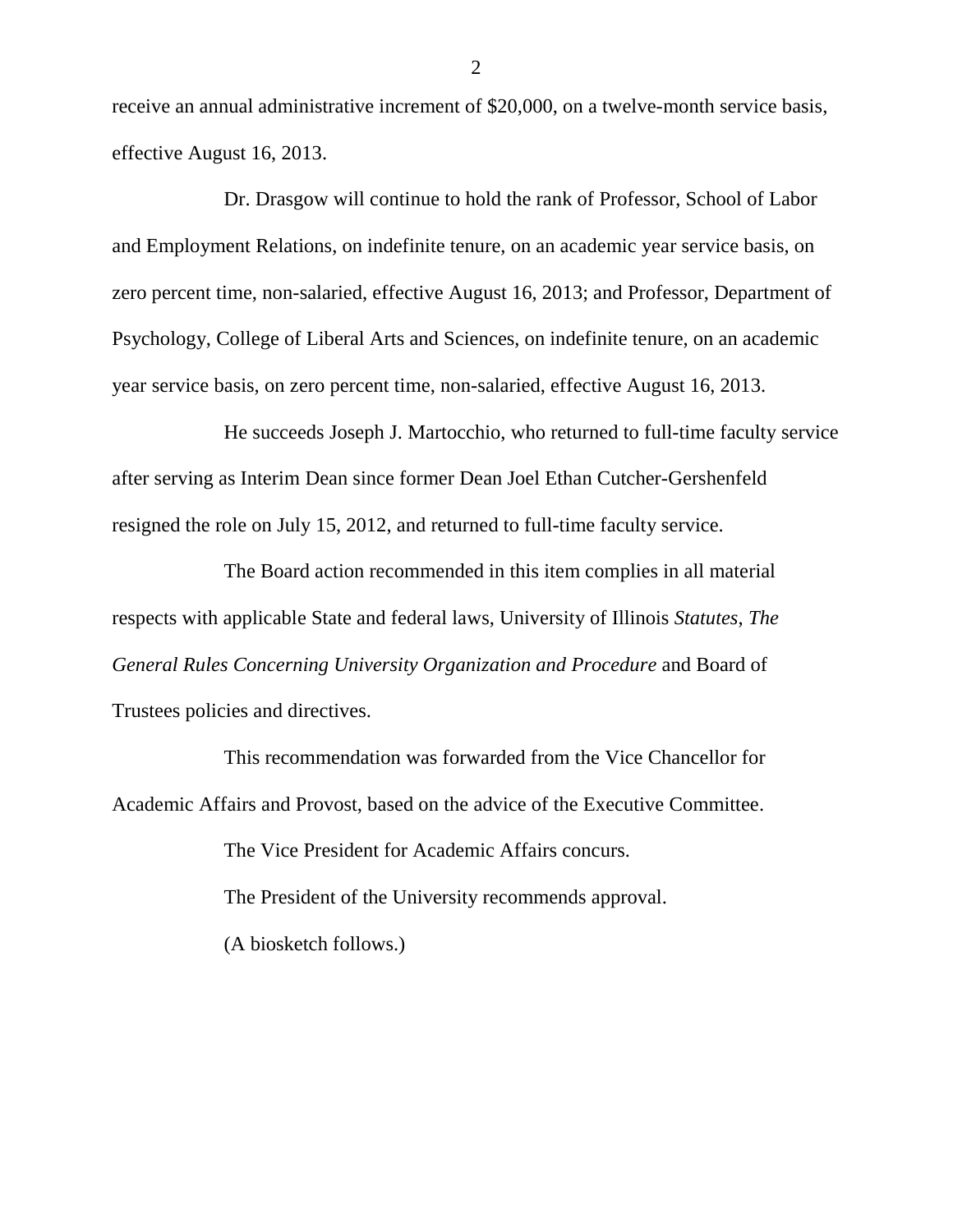receive an annual administrative increment of $20,000, on a twelve-month service basis, effective August 16, 2013.

Dr. Drasgow will continue to hold the rank of Professor, School of Labor and Employment Relations, on indefinite tenure, on an academic year service basis, on zero percent time, non-salaried, effective August 16, 2013; and Professor, Department of Psychology, College of Liberal Arts and Sciences, on indefinite tenure, on an academic year service basis, on zero percent time, non-salaried, effective August 16, 2013.

He succeeds Joseph J. Martocchio, who returned to full-time faculty service after serving as Interim Dean since former Dean Joel Ethan Cutcher-Gershenfeld resigned the role on July 15, 2012, and returned to full-time faculty service.

The Board action recommended in this item complies in all material respects with applicable State and federal laws, University of Illinois *Statutes*, *The General Rules Concerning University Organization and Procedure* and Board of Trustees policies and directives.

This recommendation was forwarded from the Vice Chancellor for Academic Affairs and Provost, based on the advice of the Executive Committee.

The Vice President for Academic Affairs concurs.

The President of the University recommends approval.

(A biosketch follows.)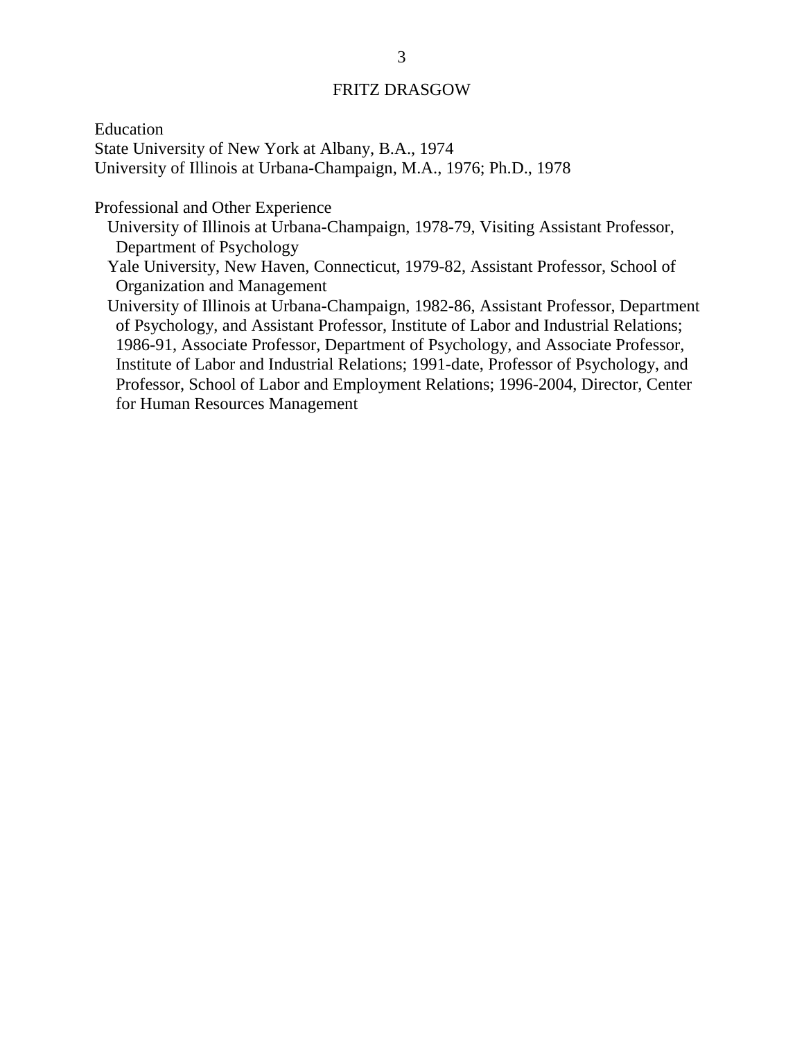# FRITZ DRASGOW

## Education

State University of New York at Albany, B.A., 1974
University of Illinois at Urbana-Champaign, M.A., 1976; Ph.D., 1978

## Professional and Other Experience

- University of Illinois at Urbana-Champaign, 1978-79, Visiting Assistant Professor, Department of Psychology
- Yale University, New Haven, Connecticut, 1979-82, Assistant Professor, School of Organization and Management
- University of Illinois at Urbana-Champaign, 1982-86, Assistant Professor, Department of Psychology, and Assistant Professor, Institute of Labor and Industrial Relations; 1986-91, Associate Professor, Department of Psychology, and Associate Professor, Institute of Labor and Industrial Relations; 1991-date, Professor of Psychology, and Professor, School of Labor and Employment Relations; 1996-2004, Director, Center for Human Resources Management